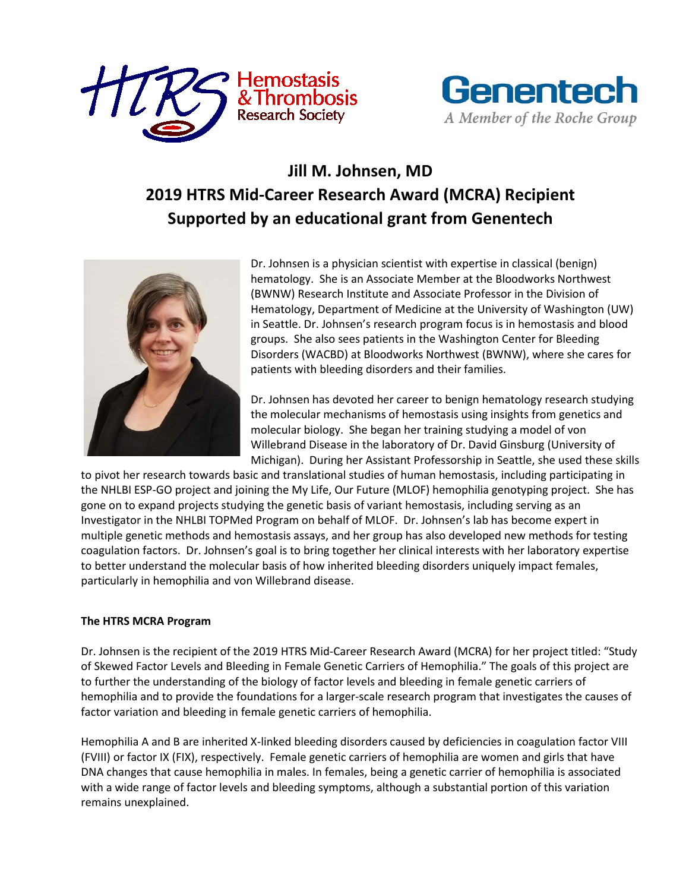# Jill M. Johnsen, MD
# 2019 HTRS Mid-Career Research Award (MCRA) Recipient
# Supported by an educational grant from Genentech

Dr. Johnsen is a physician scientist with expertise in classical (benign) hematology. She is an Associate Member at the Bloodworks Northwest (BWNW) Research Institute and Associate Professor in the Division of Hematology, Department of Medicine at the University of Washington (UW) in Seattle. Dr. Johnsen's research program focus is in hemostasis and blood groups. She also sees patients in the Washington Center for Bleeding Disorders (WACBD) at Bloodworks Northwest (BWNW), where she cares for patients with bleeding disorders and their families.

Dr. Johnsen has devoted her career to benign hematology research studying the molecular mechanisms of hemostasis using insights from genetics and molecular biology. She began her training studying a model of von Willebrand Disease in the laboratory of Dr. David Ginsburg (University of Michigan). During her Assistant Professorship in Seattle, she used these skills to pivot her research towards basic and translational studies of human hemostasis, including participating in the NHLBI ESP-GO project and joining the My Life, Our Future (MLOF) hemophilia genotyping project. She has gone on to expand projects studying the genetic basis of variant hemostasis, including serving as an Investigator in the NHLBI TOPMed Program on behalf of MLOF. Dr. Johnsen's lab has become expert in multiple genetic methods and hemostasis assays, and her group has also developed new methods for testing coagulation factors. Dr. Johnsen's goal is to bring together her clinical interests with her laboratory expertise to better understand the molecular basis of how inherited bleeding disorders uniquely impact females, particularly in hemophilia and von Willebrand disease.

**The HTRS MCRA Program**

Dr. Johnsen is the recipient of the 2019 HTRS Mid-Career Research Award (MCRA) for her project titled: "Study of Skewed Factor Levels and Bleeding in Female Genetic Carriers of Hemophilia." The goals of this project are to further the understanding of the biology of factor levels and bleeding in female genetic carriers of hemophilia and to provide the foundations for a larger-scale research program that investigates the causes of factor variation and bleeding in female genetic carriers of hemophilia.

Hemophilia A and B are inherited X-linked bleeding disorders caused by deficiencies in coagulation factor VIII (FVIII) or factor IX (FIX), respectively. Female genetic carriers of hemophilia are women and girls that have DNA changes that cause hemophilia in males. In females, being a genetic carrier of hemophilia is associated with a wide range of factor levels and bleeding symptoms, although a substantial portion of this variation remains unexplained.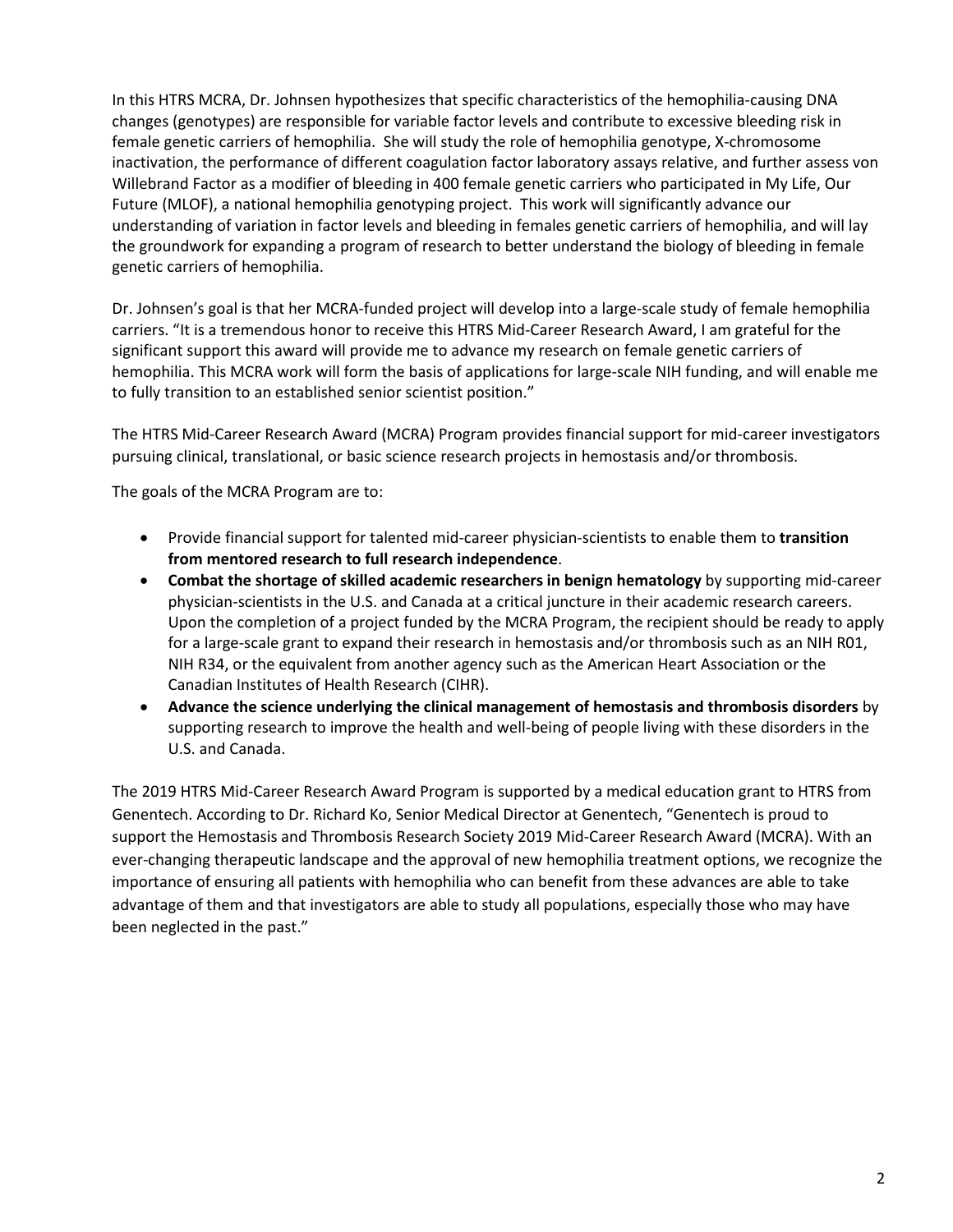In this HTRS MCRA, Dr. Johnsen hypothesizes that specific characteristics of the hemophilia-causing DNA changes (genotypes) are responsible for variable factor levels and contribute to excessive bleeding risk in female genetic carriers of hemophilia. She will study the role of hemophilia genotype, X-chromosome inactivation, the performance of different coagulation factor laboratory assays relative, and further assess von Willebrand Factor as a modifier of bleeding in 400 female genetic carriers who participated in My Life, Our Future (MLOF), a national hemophilia genotyping project. This work will significantly advance our understanding of variation in factor levels and bleeding in females genetic carriers of hemophilia, and will lay the groundwork for expanding a program of research to better understand the biology of bleeding in female genetic carriers of hemophilia.

Dr. Johnsen's goal is that her MCRA-funded project will develop into a large-scale study of female hemophilia carriers. "It is a tremendous honor to receive this HTRS Mid-Career Research Award, I am grateful for the significant support this award will provide me to advance my research on female genetic carriers of hemophilia. This MCRA work will form the basis of applications for large-scale NIH funding, and will enable me to fully transition to an established senior scientist position."

The HTRS Mid-Career Research Award (MCRA) Program provides financial support for mid-career investigators pursuing clinical, translational, or basic science research projects in hemostasis and/or thrombosis.

The goals of the MCRA Program are to:

- Provide financial support for talented mid-career physician-scientists to enable them to **transition from mentored research to full research independence**.
- **Combat the shortage of skilled academic researchers in benign hematology** by supporting mid-career physician-scientists in the U.S. and Canada at a critical juncture in their academic research careers. Upon the completion of a project funded by the MCRA Program, the recipient should be ready to apply for a large-scale grant to expand their research in hemostasis and/or thrombosis such as an NIH R01, NIH R34, or the equivalent from another agency such as the American Heart Association or the Canadian Institutes of Health Research (CIHR).
- **Advance the science underlying the clinical management of hemostasis and thrombosis disorders** by supporting research to improve the health and well-being of people living with these disorders in the U.S. and Canada.

The 2019 HTRS Mid-Career Research Award Program is supported by a medical education grant to HTRS from Genentech. According to Dr. Richard Ko, Senior Medical Director at Genentech, "Genentech is proud to support the Hemostasis and Thrombosis Research Society 2019 Mid-Career Research Award (MCRA). With an ever-changing therapeutic landscape and the approval of new hemophilia treatment options, we recognize the importance of ensuring all patients with hemophilia who can benefit from these advances are able to take advantage of them and that investigators are able to study all populations, especially those who may have been neglected in the past."